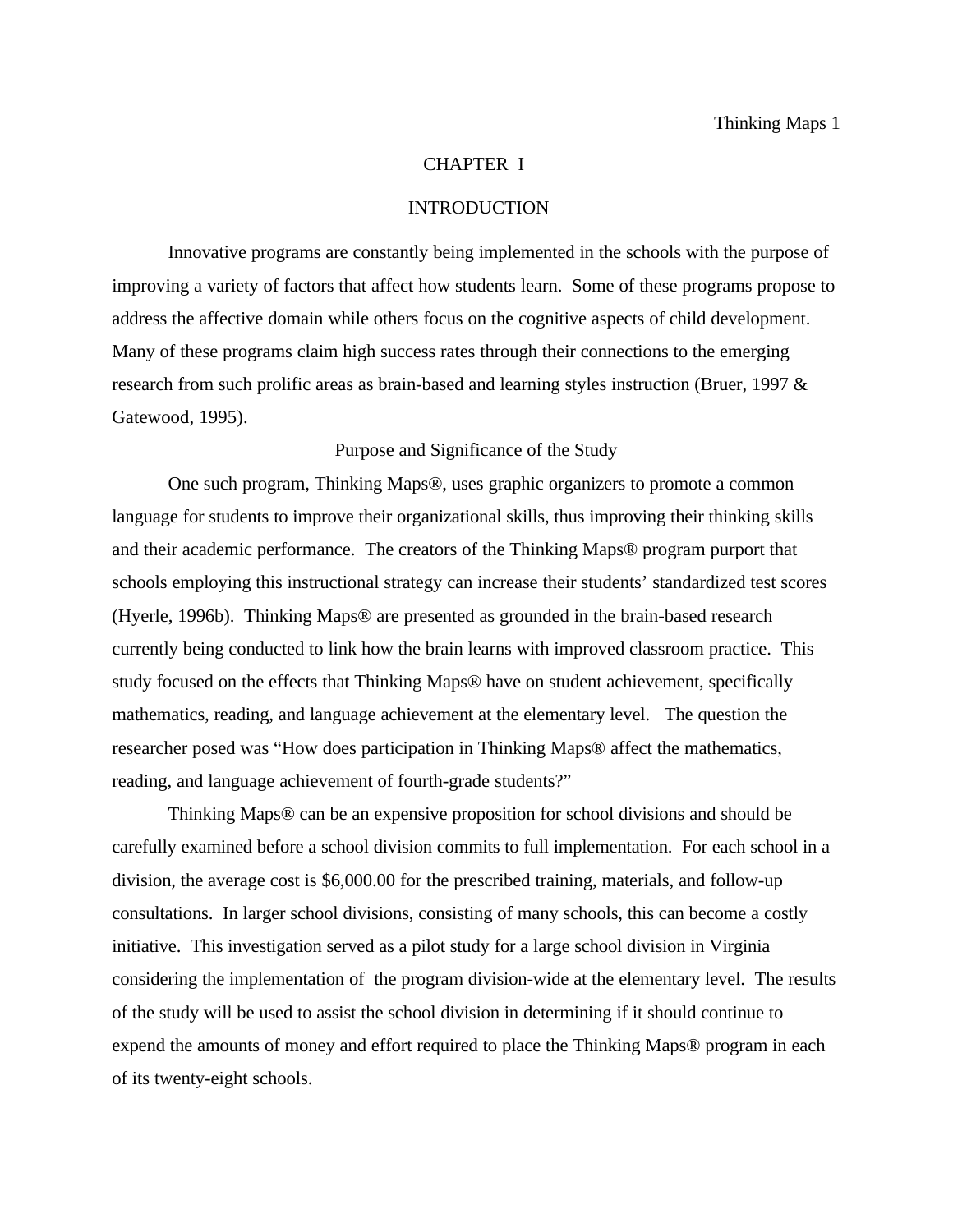# CHAPTER I

# INTRODUCTION

Innovative programs are constantly being implemented in the schools with the purpose of improving a variety of factors that affect how students learn. Some of these programs propose to address the affective domain while others focus on the cognitive aspects of child development. Many of these programs claim high success rates through their connections to the emerging research from such prolific areas as brain-based and learning styles instruction (Bruer, 1997 & Gatewood, 1995).

## Purpose and Significance of the Study

One such program, Thinking Maps®, uses graphic organizers to promote a common language for students to improve their organizational skills, thus improving their thinking skills and their academic performance. The creators of the Thinking Maps® program purport that schools employing this instructional strategy can increase their students' standardized test scores (Hyerle, 1996b). Thinking Maps® are presented as grounded in the brain-based research currently being conducted to link how the brain learns with improved classroom practice. This study focused on the effects that Thinking Maps® have on student achievement, specifically mathematics, reading, and language achievement at the elementary level. The question the researcher posed was "How does participation in Thinking Maps® affect the mathematics, reading, and language achievement of fourth-grade students?"

Thinking Maps® can be an expensive proposition for school divisions and should be carefully examined before a school division commits to full implementation. For each school in a division, the average cost is $6,000.00 for the prescribed training, materials, and follow-up consultations. In larger school divisions, consisting of many schools, this can become a costly initiative. This investigation served as a pilot study for a large school division in Virginia considering the implementation of the program division-wide at the elementary level. The results of the study will be used to assist the school division in determining if it should continue to expend the amounts of money and effort required to place the Thinking Maps® program in each of its twenty-eight schools.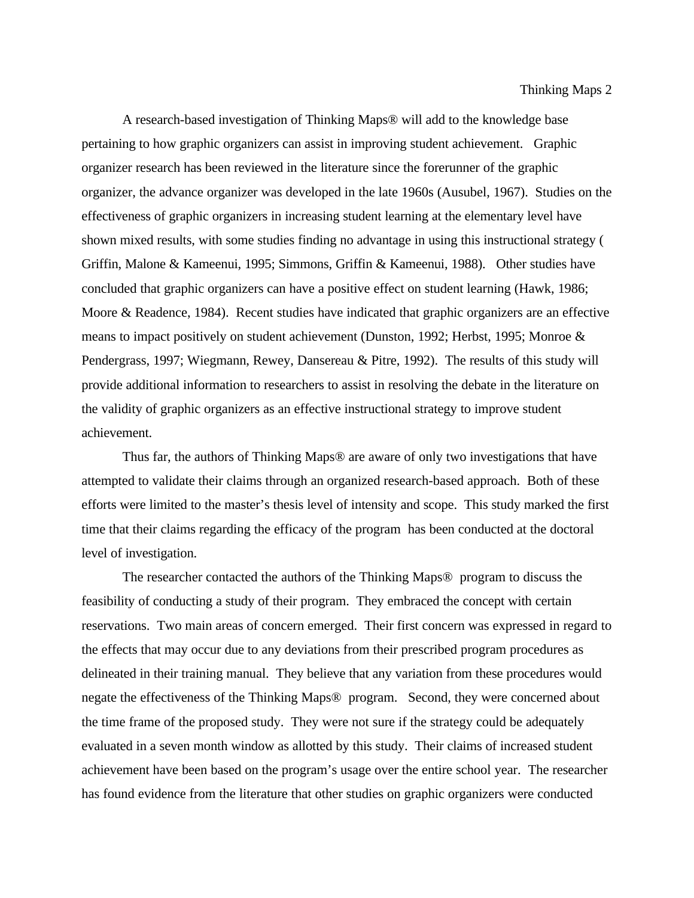A research-based investigation of Thinking Maps® will add to the knowledge base pertaining to how graphic organizers can assist in improving student achievement. Graphic organizer research has been reviewed in the literature since the forerunner of the graphic organizer, the advance organizer was developed in the late 1960s (Ausubel, 1967). Studies on the effectiveness of graphic organizers in increasing student learning at the elementary level have shown mixed results, with some studies finding no advantage in using this instructional strategy ( Griffin, Malone & Kameenui, 1995; Simmons, Griffin & Kameenui, 1988). Other studies have concluded that graphic organizers can have a positive effect on student learning (Hawk, 1986; Moore & Readence, 1984). Recent studies have indicated that graphic organizers are an effective means to impact positively on student achievement (Dunston, 1992; Herbst, 1995; Monroe & Pendergrass, 1997; Wiegmann, Rewey, Dansereau & Pitre, 1992). The results of this study will provide additional information to researchers to assist in resolving the debate in the literature on the validity of graphic organizers as an effective instructional strategy to improve student achievement.

Thus far, the authors of Thinking Maps® are aware of only two investigations that have attempted to validate their claims through an organized research-based approach. Both of these efforts were limited to the master's thesis level of intensity and scope. This study marked the first time that their claims regarding the efficacy of the program has been conducted at the doctoral level of investigation.

The researcher contacted the authors of the Thinking Maps® program to discuss the feasibility of conducting a study of their program. They embraced the concept with certain reservations. Two main areas of concern emerged. Their first concern was expressed in regard to the effects that may occur due to any deviations from their prescribed program procedures as delineated in their training manual. They believe that any variation from these procedures would negate the effectiveness of the Thinking Maps® program. Second, they were concerned about the time frame of the proposed study. They were not sure if the strategy could be adequately evaluated in a seven month window as allotted by this study. Their claims of increased student achievement have been based on the program's usage over the entire school year. The researcher has found evidence from the literature that other studies on graphic organizers were conducted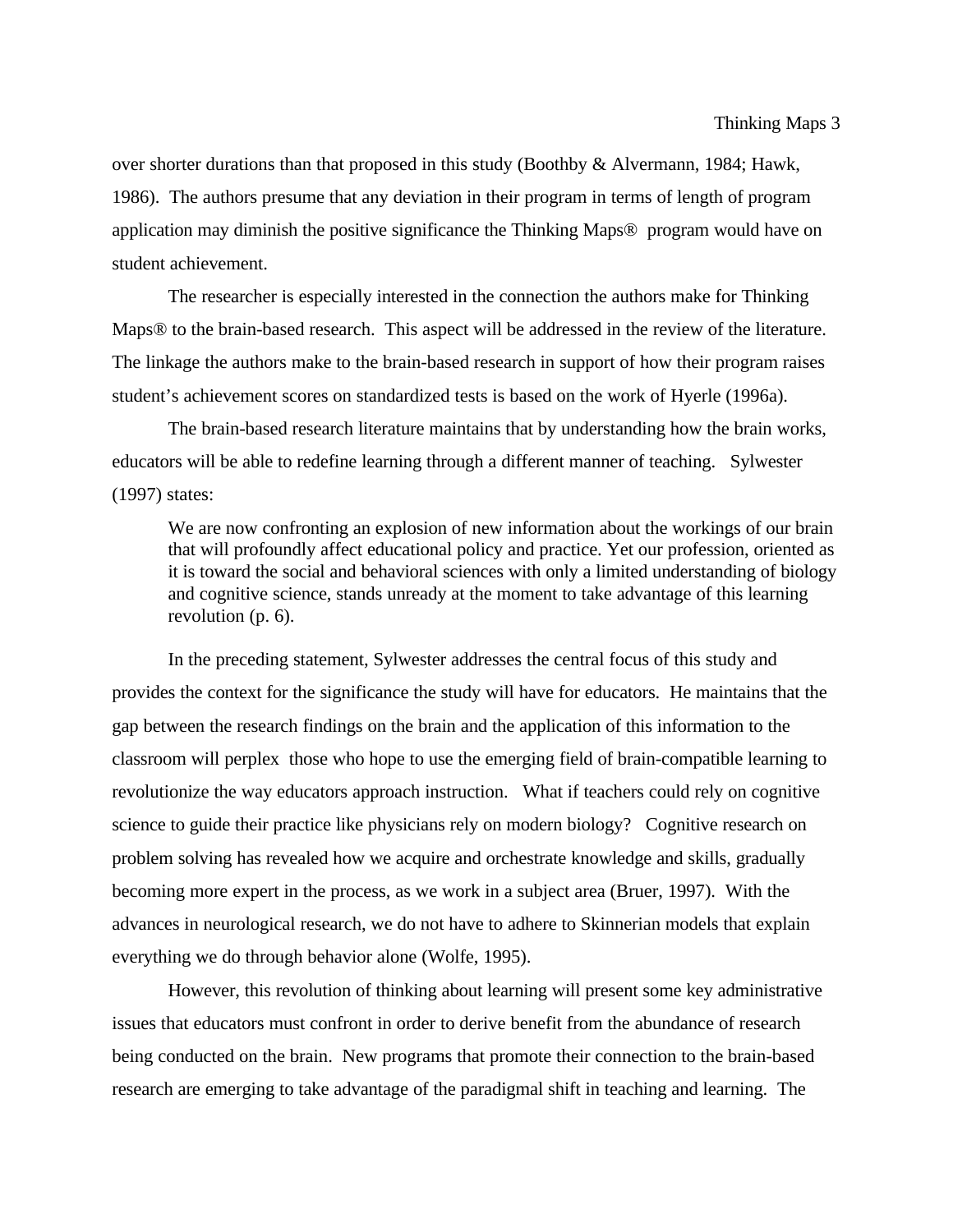over shorter durations than that proposed in this study (Boothby & Alvermann, 1984; Hawk, 1986). The authors presume that any deviation in their program in terms of length of program application may diminish the positive significance the Thinking Maps® program would have on student achievement.

The researcher is especially interested in the connection the authors make for Thinking Maps® to the brain-based research. This aspect will be addressed in the review of the literature. The linkage the authors make to the brain-based research in support of how their program raises student's achievement scores on standardized tests is based on the work of Hyerle (1996a).

The brain-based research literature maintains that by understanding how the brain works, educators will be able to redefine learning through a different manner of teaching. Sylwester (1997) states:

> We are now confronting an explosion of new information about the workings of our brain that will profoundly affect educational policy and practice. Yet our profession, oriented as it is toward the social and behavioral sciences with only a limited understanding of biology and cognitive science, stands unready at the moment to take advantage of this learning revolution (p. 6).

In the preceding statement, Sylwester addresses the central focus of this study and provides the context for the significance the study will have for educators. He maintains that the gap between the research findings on the brain and the application of this information to the classroom will perplex those who hope to use the emerging field of brain-compatible learning to revolutionize the way educators approach instruction. What if teachers could rely on cognitive science to guide their practice like physicians rely on modern biology? Cognitive research on problem solving has revealed how we acquire and orchestrate knowledge and skills, gradually becoming more expert in the process, as we work in a subject area (Bruer, 1997). With the advances in neurological research, we do not have to adhere to Skinnerian models that explain everything we do through behavior alone (Wolfe, 1995).

However, this revolution of thinking about learning will present some key administrative issues that educators must confront in order to derive benefit from the abundance of research being conducted on the brain. New programs that promote their connection to the brain-based research are emerging to take advantage of the paradigmal shift in teaching and learning. The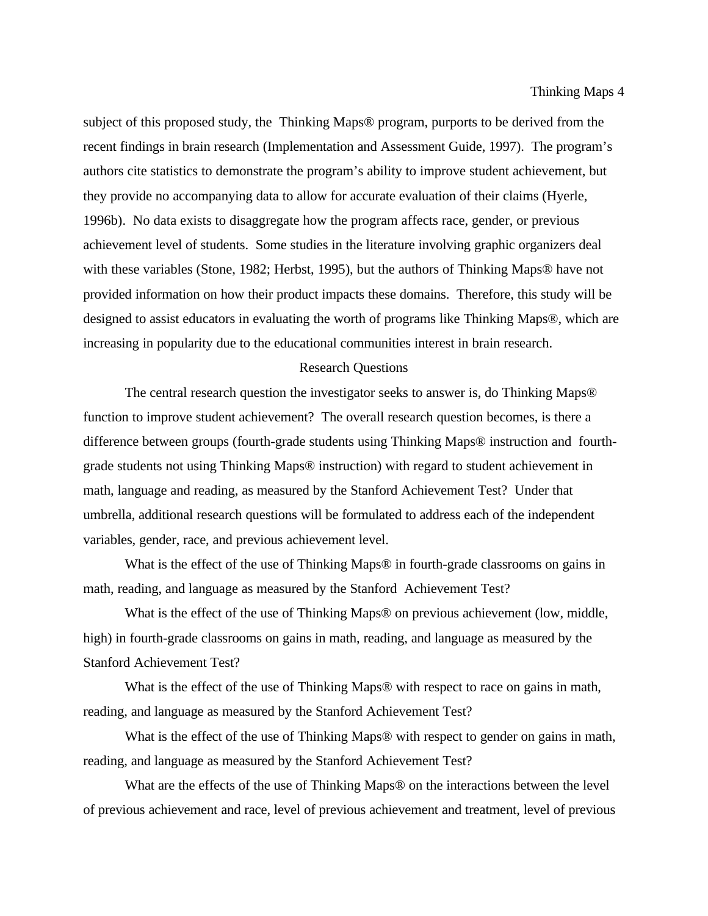subject of this proposed study, the Thinking Maps® program, purports to be derived from the recent findings in brain research (Implementation and Assessment Guide, 1997). The program's authors cite statistics to demonstrate the program's ability to improve student achievement, but they provide no accompanying data to allow for accurate evaluation of their claims (Hyerle, 1996b). No data exists to disaggregate how the program affects race, gender, or previous achievement level of students. Some studies in the literature involving graphic organizers deal with these variables (Stone, 1982; Herbst, 1995), but the authors of Thinking Maps® have not provided information on how their product impacts these domains. Therefore, this study will be designed to assist educators in evaluating the worth of programs like Thinking Maps®, which are increasing in popularity due to the educational communities interest in brain research.

## Research Questions

The central research question the investigator seeks to answer is, do Thinking Maps® function to improve student achievement? The overall research question becomes, is there a difference between groups (fourth-grade students using Thinking Maps® instruction and fourth-grade students not using Thinking Maps® instruction) with regard to student achievement in math, language and reading, as measured by the Stanford Achievement Test? Under that umbrella, additional research questions will be formulated to address each of the independent variables, gender, race, and previous achievement level.

What is the effect of the use of Thinking Maps® in fourth-grade classrooms on gains in math, reading, and language as measured by the Stanford Achievement Test?

What is the effect of the use of Thinking Maps® on previous achievement (low, middle, high) in fourth-grade classrooms on gains in math, reading, and language as measured by the Stanford Achievement Test?

What is the effect of the use of Thinking Maps® with respect to race on gains in math, reading, and language as measured by the Stanford Achievement Test?

What is the effect of the use of Thinking Maps® with respect to gender on gains in math, reading, and language as measured by the Stanford Achievement Test?

What are the effects of the use of Thinking Maps® on the interactions between the level of previous achievement and race, level of previous achievement and treatment, level of previous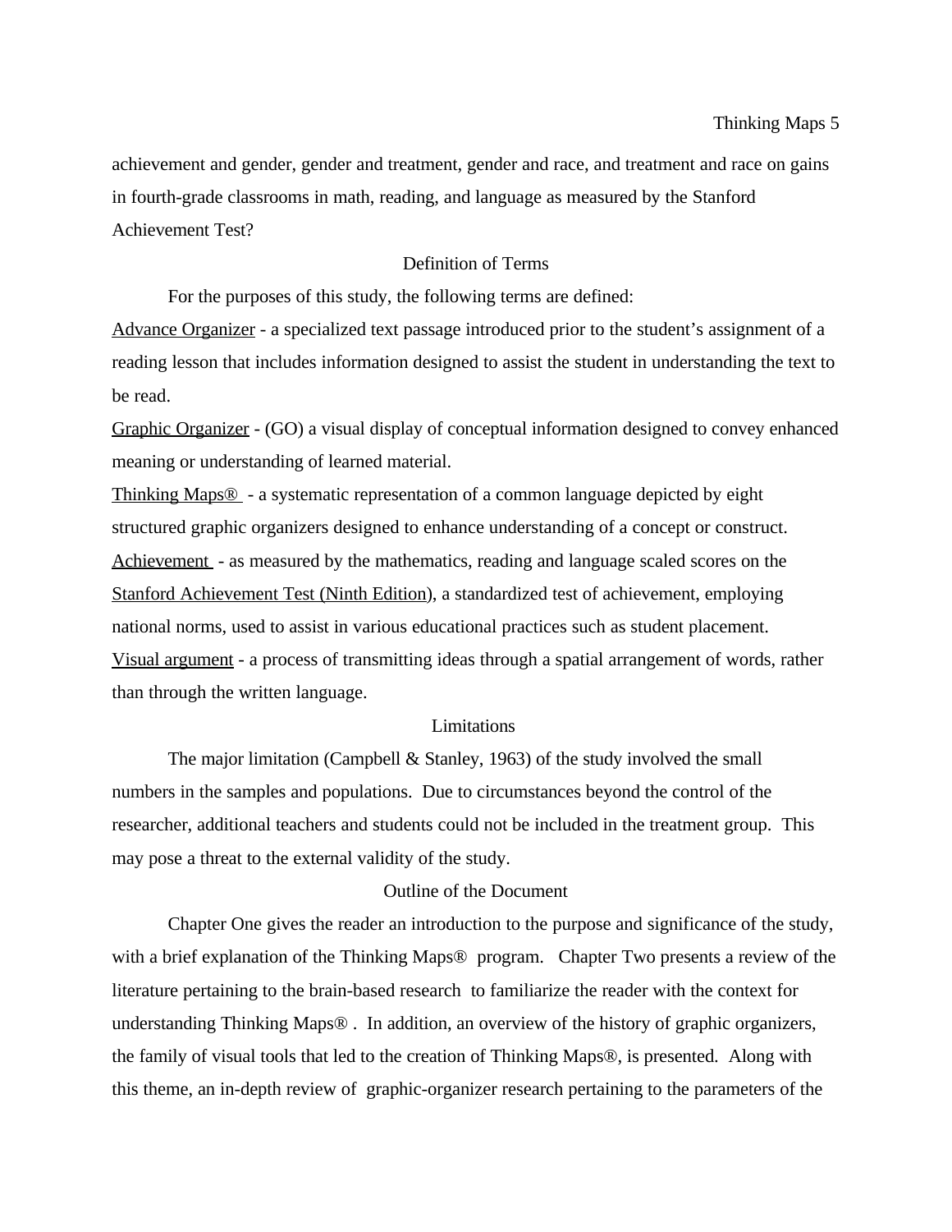achievement and gender, gender and treatment, gender and race, and treatment and race on gains in fourth-grade classrooms in math, reading, and language as measured by the Stanford Achievement Test?

## Definition of Terms

For the purposes of this study, the following terms are defined:

<u>Advance Organizer</u> - a specialized text passage introduced prior to the student's assignment of a reading lesson that includes information designed to assist the student in understanding the text to be read.

<u>Graphic Organizer</u> - (GO) a visual display of conceptual information designed to convey enhanced meaning or understanding of learned material.

<u>Thinking Maps®</u> - a systematic representation of a common language depicted by eight structured graphic organizers designed to enhance understanding of a concept or construct.

<u>Achievement</u> - as measured by the mathematics, reading and language scaled scores on the <u>Stanford Achievement Test (Ninth Edition)</u>, a standardized test of achievement, employing national norms, used to assist in various educational practices such as student placement.

<u>Visual argument</u> - a process of transmitting ideas through a spatial arrangement of words, rather than through the written language.

## Limitations

The major limitation (Campbell & Stanley, 1963) of the study involved the small numbers in the samples and populations. Due to circumstances beyond the control of the researcher, additional teachers and students could not be included in the treatment group. This may pose a threat to the external validity of the study.

## Outline of the Document

Chapter One gives the reader an introduction to the purpose and significance of the study, with a brief explanation of the Thinking Maps® program. Chapter Two presents a review of the literature pertaining to the brain-based research to familiarize the reader with the context for understanding Thinking Maps® . In addition, an overview of the history of graphic organizers, the family of visual tools that led to the creation of Thinking Maps®, is presented. Along with this theme, an in-depth review of graphic-organizer research pertaining to the parameters of the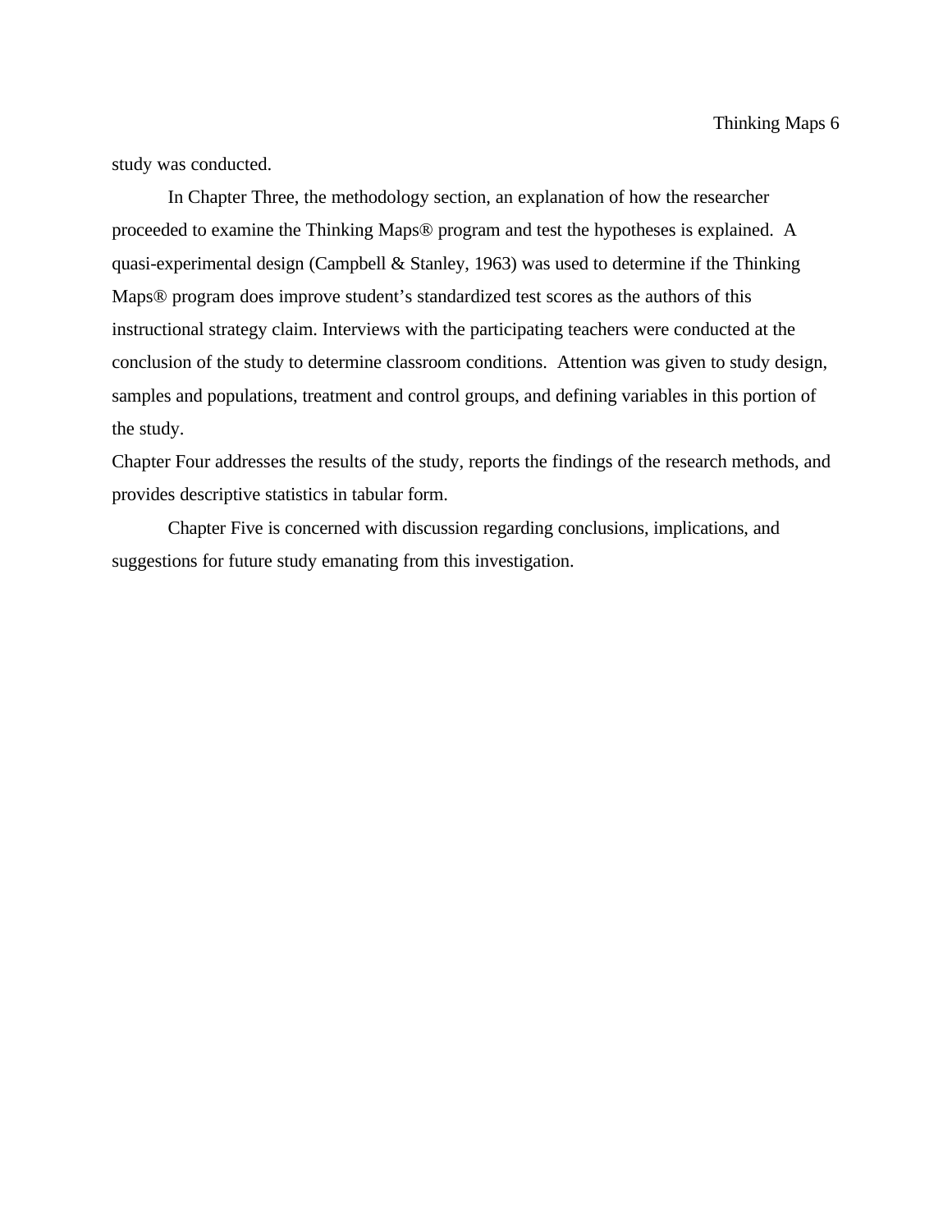study was conducted.

In Chapter Three, the methodology section, an explanation of how the researcher proceeded to examine the Thinking Maps® program and test the hypotheses is explained. A quasi-experimental design (Campbell & Stanley, 1963) was used to determine if the Thinking Maps® program does improve student's standardized test scores as the authors of this instructional strategy claim. Interviews with the participating teachers were conducted at the conclusion of the study to determine classroom conditions. Attention was given to study design, samples and populations, treatment and control groups, and defining variables in this portion of the study.

Chapter Four addresses the results of the study, reports the findings of the research methods, and provides descriptive statistics in tabular form.

Chapter Five is concerned with discussion regarding conclusions, implications, and suggestions for future study emanating from this investigation.